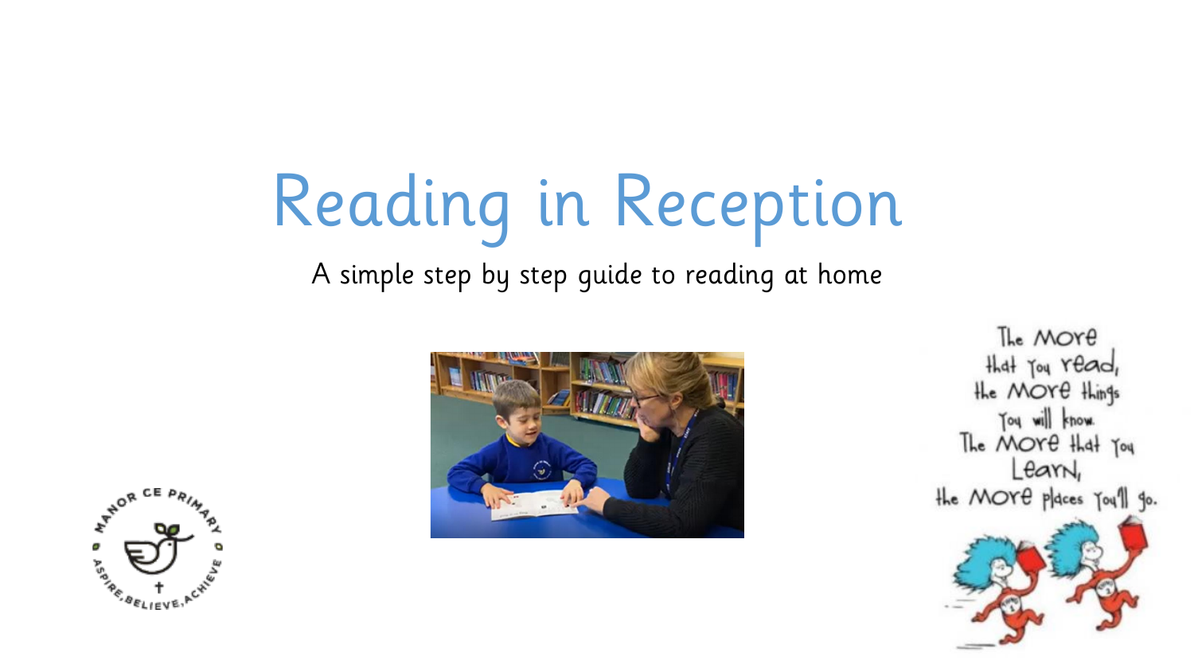# Reading in Reception

A simple step by step guide to reading at home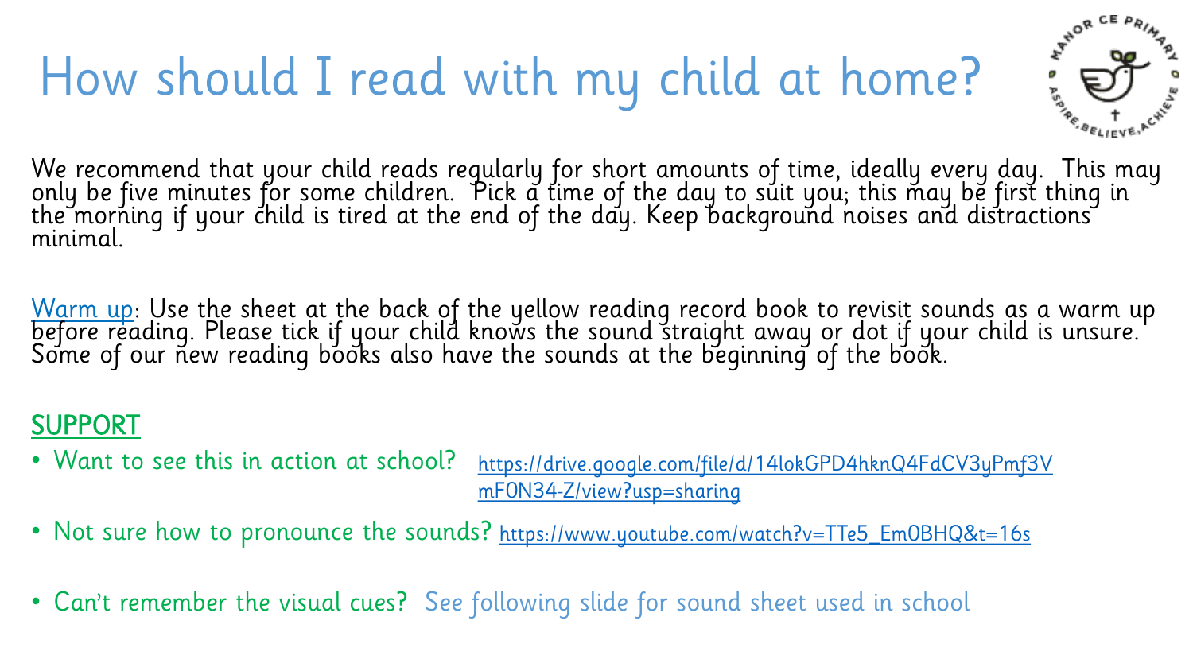# How should I read with my child at home?

We recommend that your child reads regularly for short amounts of time, ideally every day. This may only be five minutes for some children. Pick a time of the day to suit you; this may be first thing in the morning if your child is tired at the end of the day. Keep background noises and distractions minimal.

Warm up: Use the sheet at the back of the yellow reading record book to revisit sounds as a warm up before reading. Please tick if your child knows the sound straight away or dot if your child is unsure. Some of our new reading books also have the sounds at the beginning of the book.

## SUPPORT

- Want to see this in action at school? https://drive.google.com/file/d/14lokGPD4hknQ4FdCV3yPmf3VmF0N34-Z/view?usp=sharing
- Not sure how to pronounce the sounds? https://www.youtube.com/watch?v=TTe5_Em0BHQ&t=16s
- Can't remember the visual cues? See following slide for sound sheet used in school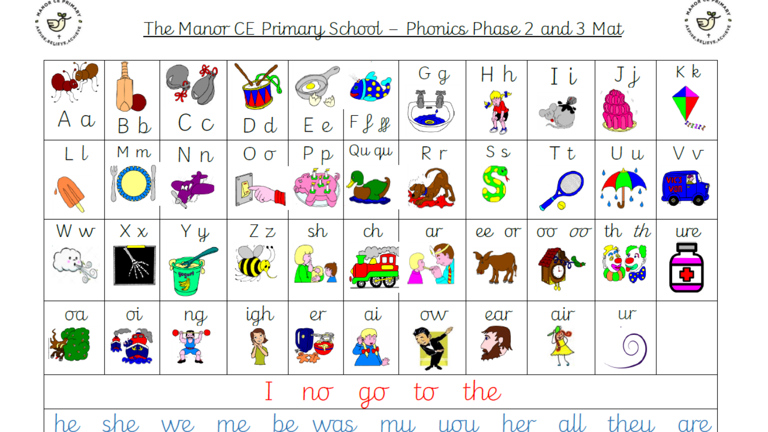# The Manor CE Primary School – Phonics Phase 2 and 3 Mat

| | | | | | | | | | | |
|---|---|---|---|---|---|---|---|---|---|---|
| A a | B b | C c | D d | E e | F f ff | G g | H h | I i | J j | K k |
| L l | M m | N n | O o | P p | Qu qu | R r | S s | T t | U u | V v |
| W w | X x | Y y | Z z | sh | ch | ar | ee or | oo oo | th th | ure |
| oa | oi | ng | igh | er | ai | ow | ear | air | ur | |

I no go to the

he she we me be was my you her all they are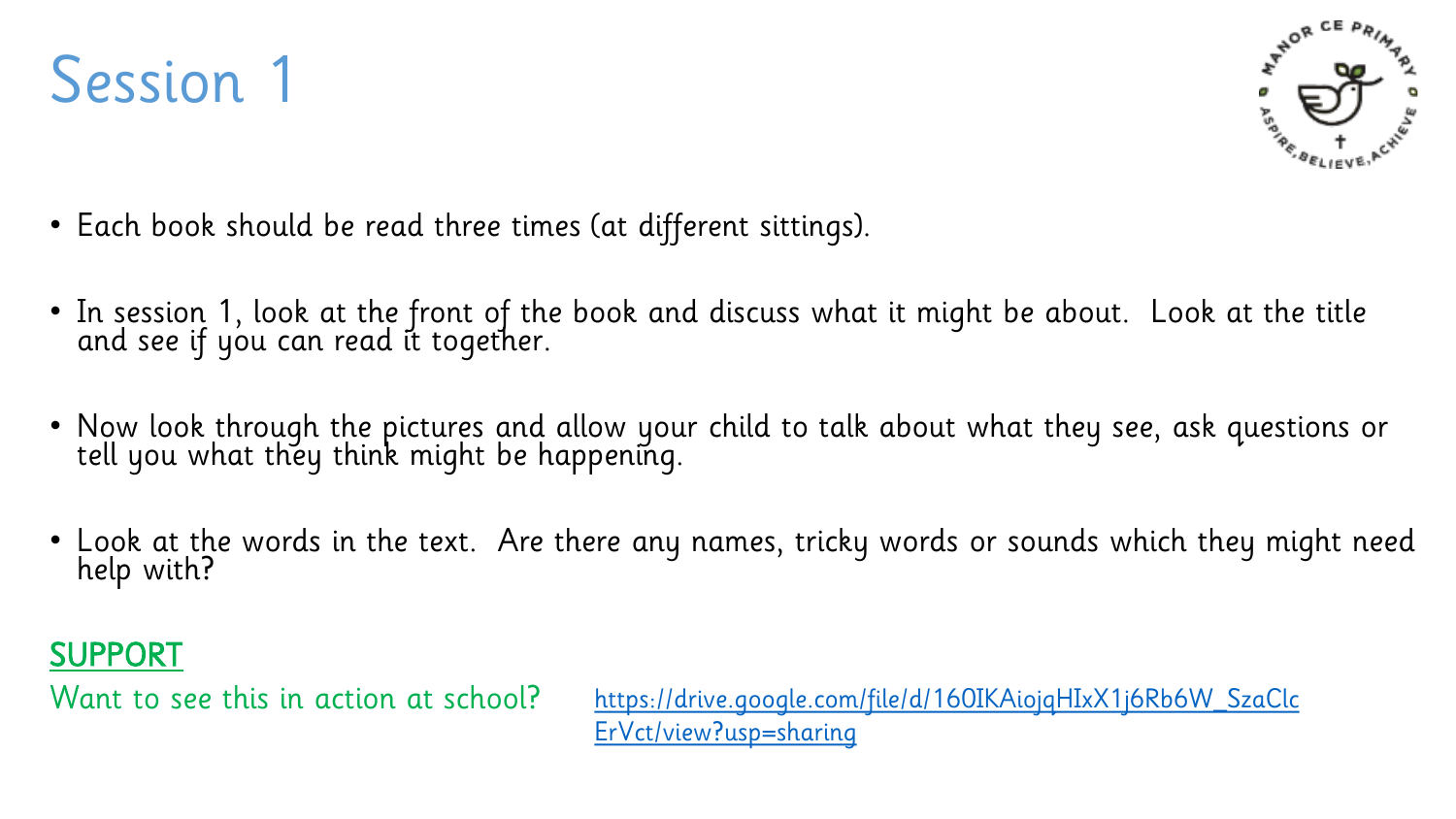# Session 1

- Each book should be read three times (at different sittings).
- In session 1, look at the front of the book and discuss what it might be about. Look at the title and see if you can read it together.
- Now look through the pictures and allow your child to talk about what they see, ask questions or tell you what they think might be happening.
- Look at the words in the text. Are there any names, tricky words or sounds which they might need help with?

**SUPPORT**

Want to see this in action at school? https://drive.google.com/file/d/16OIKAiojqHIxX1j6Rb6W_SzaClcErVct/view?usp=sharing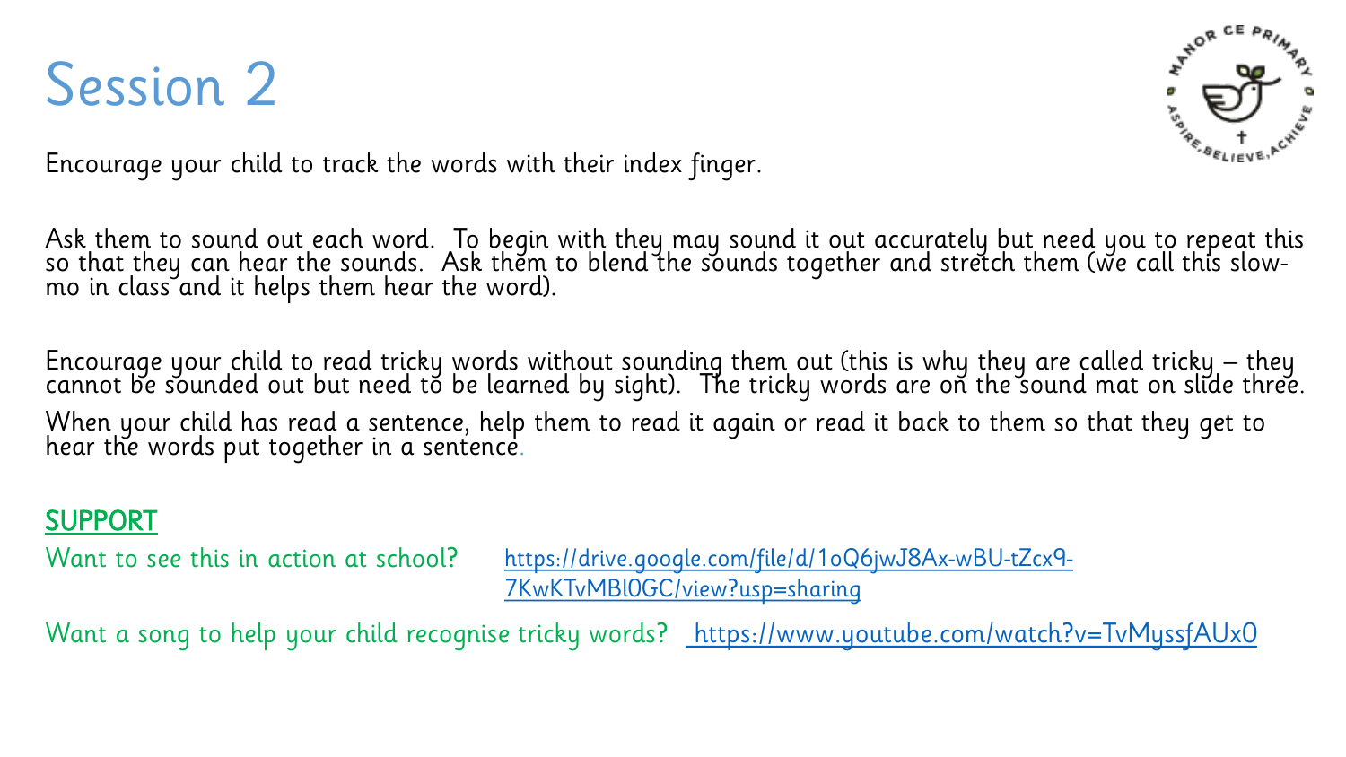# Session 2

Encourage your child to track the words with their index finger.

Ask them to sound out each word. To begin with they may sound it out accurately but need you to repeat this so that they can hear the sounds. Ask them to blend the sounds together and stretch them (we call this slow-mo in class and it helps them hear the word).

Encourage your child to read tricky words without sounding them out (this is why they are called tricky – they cannot be sounded out but need to be learned by sight). The tricky words are on the sound mat on slide three.

When your child has read a sentence, help them to read it again or read it back to them so that they get to hear the words put together in a sentence.

**SUPPORT**

Want to see this in action at school? https://drive.google.com/file/d/1oQ6jwJ8Ax-wBU-tZcx9-7KwKTvMBl0GC/view?usp=sharing

Want a song to help your child recognise tricky words? https://www.youtube.com/watch?v=TvMyssfAUx0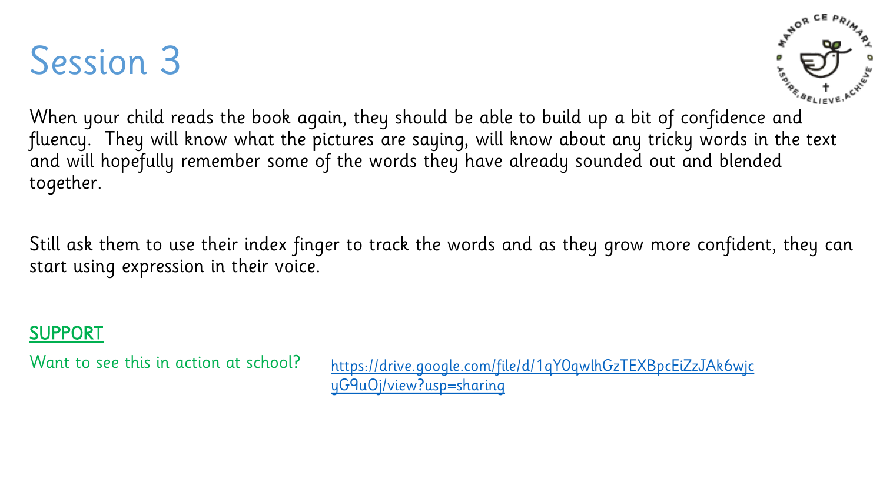# Session 3

When your child reads the book again, they should be able to build up a bit of confidence and fluency. They will know what the pictures are saying, will know about any tricky words in the text and will hopefully remember some of the words they have already sounded out and blended together.

Still ask them to use their index finger to track the words and as they grow more confident, they can start using expression in their voice.

**SUPPORT**

Want to see this in action at school? https://drive.google.com/file/d/1qY0qwlhGzTEXBpcEiZzJAk6wjcyG9uOj/view?usp=sharing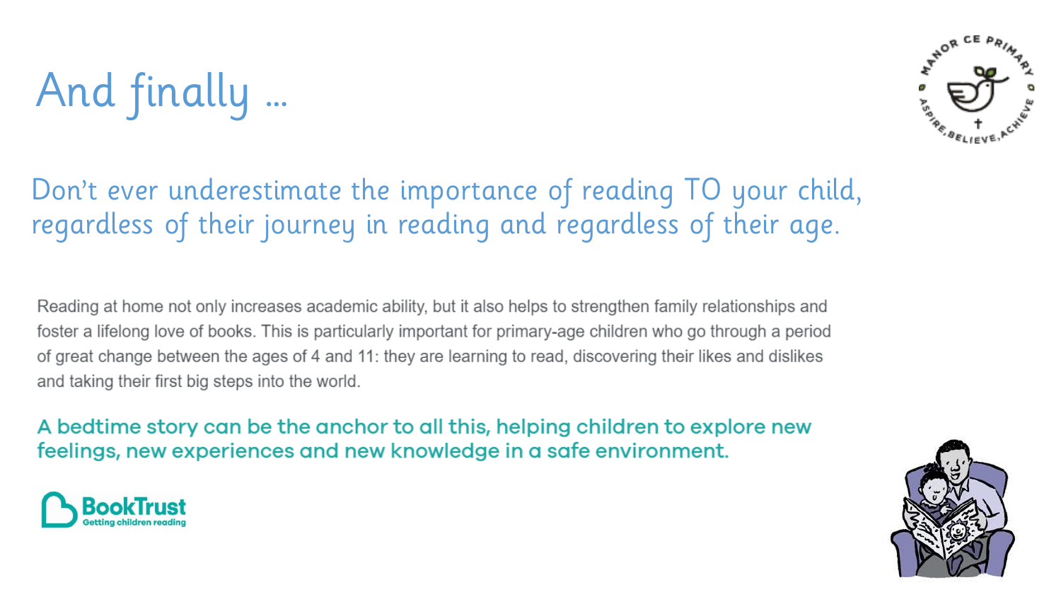# And finally …

## Don't ever underestimate the importance of reading TO your child, regardless of their journey in reading and regardless of their age.

Reading at home not only increases academic ability, but it also helps to strengthen family relationships and foster a lifelong love of books. This is particularly important for primary-age children who go through a period of great change between the ages of 4 and 11: they are learning to read, discovering their likes and dislikes and taking their first big steps into the world.

**A bedtime story can be the anchor to all this, helping children to explore new feelings, new experiences and new knowledge in a safe environment.**

BookTrust
Getting children reading